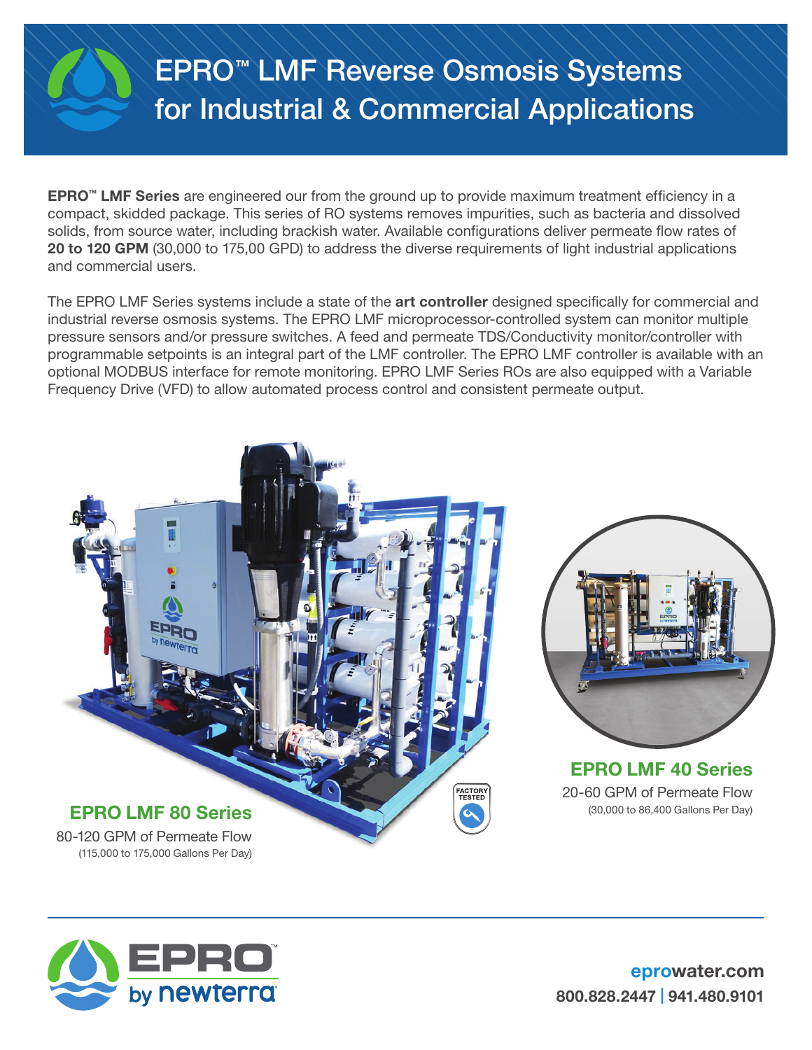# EPRO™ LMF Reverse Osmosis Systems for Industrial & Commercial Applications

**EPRO™ LMF Series** are engineered our from the ground up to provide maximum treatment efficiency in a compact, skidded package. This series of RO systems removes impurities, such as bacteria and dissolved solids, from source water, including brackish water. Available configurations deliver permeate flow rates of **20 to 120 GPM** (30,000 to 175,00 GPD) to address the diverse requirements of light industrial applications and commercial users.

The EPRO LMF Series systems include a state of the **art controller** designed specifically for commercial and industrial reverse osmosis systems. The EPRO LMF microprocessor-controlled system can monitor multiple pressure sensors and/or pressure switches. A feed and permeate TDS/Conductivity monitor/controller with programmable setpoints is an integral part of the LMF controller. The EPRO LMF controller is available with an optional MODBUS interface for remote monitoring. EPRO LMF Series ROs are also equipped with a Variable Frequency Drive (VFD) to allow automated process control and consistent permeate output.

## EPRO LMF 80 Series

80-120 GPM of Permeate Flow
(115,000 to 175,000 Gallons Per Day)

## EPRO LMF 40 Series

20-60 GPM of Permeate Flow
(30,000 to 86,400 Gallons Per Day)

FACTORY TESTED

EPRO by newterra

eprowater.com
800.828.2447 | 941.480.9101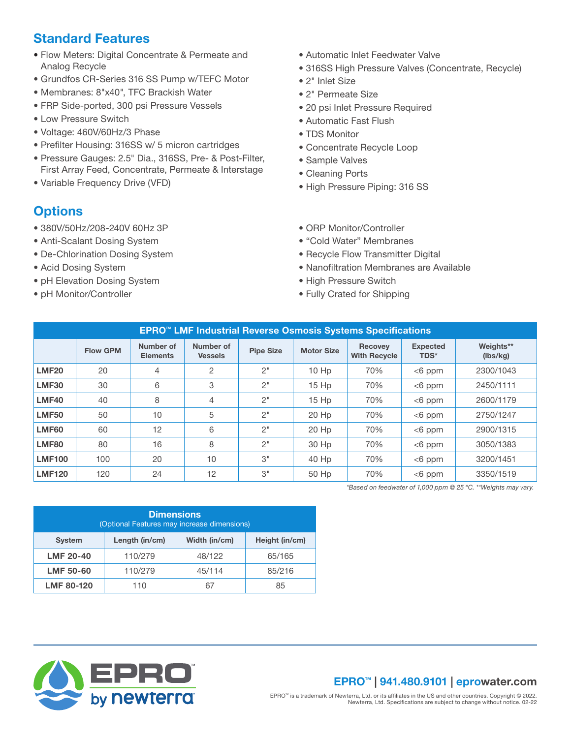## Standard Features

- Flow Meters: Digital Concentrate & Permeate and Analog Recycle
- Grundfos CR-Series 316 SS Pump w/TEFC Motor
- Membranes: 8"x40", TFC Brackish Water
- FRP Side-ported, 300 psi Pressure Vessels
- Low Pressure Switch
- Voltage: 460V/60Hz/3 Phase
- Prefilter Housing: 316SS w/ 5 micron cartridges
- Pressure Gauges: 2.5" Dia., 316SS, Pre- & Post-Filter, First Array Feed, Concentrate, Permeate & Interstage
- Variable Frequency Drive (VFD)
- Automatic Inlet Feedwater Valve
- 316SS High Pressure Valves (Concentrate, Recycle)
- 2" Inlet Size
- 2" Permeate Size
- 20 psi Inlet Pressure Required
- Automatic Fast Flush
- TDS Monitor
- Concentrate Recycle Loop
- Sample Valves
- Cleaning Ports
- High Pressure Piping: 316 SS

## Options

- 380V/50Hz/208-240V 60Hz 3P
- Anti-Scalant Dosing System
- De-Chlorination Dosing System
- Acid Dosing System
- pH Elevation Dosing System
- pH Monitor/Controller
- ORP Monitor/Controller
- "Cold Water" Membranes
- Recycle Flow Transmitter Digital
- Nanofiltration Membranes are Available
- High Pressure Switch
- Fully Crated for Shipping

**EPRO™ LMF Industrial Reverse Osmosis Systems Specifications**

| | Flow GPM | Number of Elements | Number of Vessels | Pipe Size | Motor Size | Recovey With Recycle | Expected TDS* | Weights** (lbs/kg) |
|---|---|---|---|---|---|---|---|---|
| **LMF20** | 20 | 4 | 2 | 2" | 10 Hp | 70% | <6 ppm | 2300/1043 |
| **LMF30** | 30 | 6 | 3 | 2" | 15 Hp | 70% | <6 ppm | 2450/1111 |
| **LMF40** | 40 | 8 | 4 | 2" | 15 Hp | 70% | <6 ppm | 2600/1179 |
| **LMF50** | 50 | 10 | 5 | 2" | 20 Hp | 70% | <6 ppm | 2750/1247 |
| **LMF60** | 60 | 12 | 6 | 2" | 20 Hp | 70% | <6 ppm | 2900/1315 |
| **LMF80** | 80 | 16 | 8 | 2" | 30 Hp | 70% | <6 ppm | 3050/1383 |
| **LMF100** | 100 | 20 | 10 | 3" | 40 Hp | 70% | <6 ppm | 3200/1451 |
| **LMF120** | 120 | 24 | 12 | 3" | 50 Hp | 70% | <6 ppm | 3350/1519 |

*\*Based on feedwater of 1,000 ppm @ 25 °C. \*\*Weights may vary.*

**Dimensions**
(Optional Features may increase dimensions)

| System | Length (in/cm) | Width (in/cm) | Height (in/cm) |
|---|---|---|---|
| **LMF 20-40** | 110/279 | 48/122 | 65/165 |
| **LMF 50-60** | 110/279 | 45/114 | 85/216 |
| **LMF 80-120** | 110 | 67 | 85 |

EPRO by newterra

**EPRO™ | 941.480.9101 | eprowater.com**

EPRO™ is a trademark of Newterra, Ltd. or its affiliates in the US and other countries. Copyright © 2022. Newterra, Ltd. Specifications are subject to change without notice. 02-22